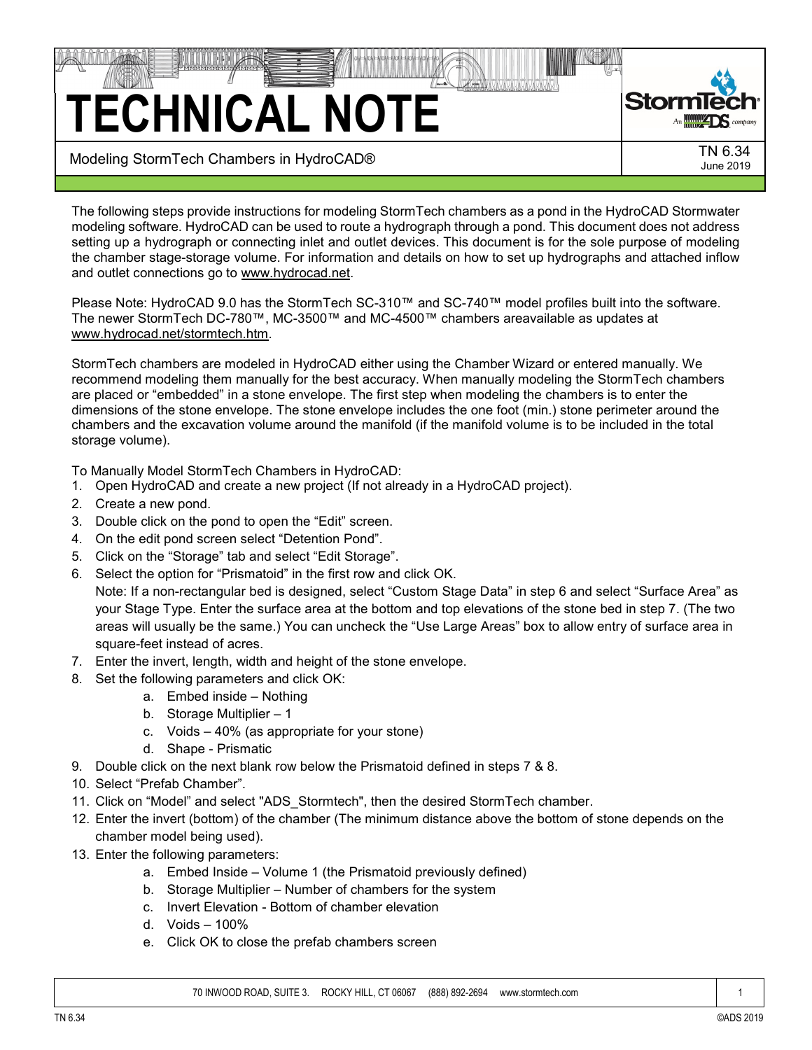# TECHNICAL NOTE

Modeling StormTech Chambers in HydroCAD®

TN 6.34
June 2019

The following steps provide instructions for modeling StormTech chambers as a pond in the HydroCAD Stormwater modeling software. HydroCAD can be used to route a hydrograph through a pond. This document does not address setting up a hydrograph or connecting inlet and outlet devices. This document is for the sole purpose of modeling the chamber stage-storage volume. For information and details on how to set up hydrographs and attached inflow and outlet connections go to www.hydrocad.net.

Please Note: HydroCAD 9.0 has the StormTech SC-310™ and SC-740™ model profiles built into the software. The newer StormTech DC-780™, MC-3500™ and MC-4500™ chambers areavailable as updates at www.hydrocad.net/stormtech.htm.

StormTech chambers are modeled in HydroCAD either using the Chamber Wizard or entered manually. We recommend modeling them manually for the best accuracy. When manually modeling the StormTech chambers are placed or "embedded" in a stone envelope. The first step when modeling the chambers is to enter the dimensions of the stone envelope. The stone envelope includes the one foot (min.) stone perimeter around the chambers and the excavation volume around the manifold (if the manifold volume is to be included in the total storage volume).

To Manually Model StormTech Chambers in HydroCAD:

1. Open HydroCAD and create a new project (If not already in a HydroCAD project).
2. Create a new pond.
3. Double click on the pond to open the "Edit" screen.
4. On the edit pond screen select "Detention Pond".
5. Click on the "Storage" tab and select "Edit Storage".
6. Select the option for "Prismatoid" in the first row and click OK.
   Note: If a non-rectangular bed is designed, select "Custom Stage Data" in step 6 and select "Surface Area" as your Stage Type. Enter the surface area at the bottom and top elevations of the stone bed in step 7. (The two areas will usually be the same.) You can uncheck the "Use Large Areas" box to allow entry of surface area in square-feet instead of acres.
7. Enter the invert, length, width and height of the stone envelope.
8. Set the following parameters and click OK:
   a. Embed inside – Nothing
   b. Storage Multiplier – 1
   c. Voids – 40% (as appropriate for your stone)
   d. Shape - Prismatic
9. Double click on the next blank row below the Prismatoid defined in steps 7 & 8.
10. Select "Prefab Chamber".
11. Click on "Model" and select "ADS_Stormtech", then the desired StormTech chamber.
12. Enter the invert (bottom) of the chamber (The minimum distance above the bottom of stone depends on the chamber model being used).
13. Enter the following parameters:
    a. Embed Inside – Volume 1 (the Prismatoid previously defined)
    b. Storage Multiplier – Number of chambers for the system
    c. Invert Elevation - Bottom of chamber elevation
    d. Voids – 100%
    e. Click OK to close the prefab chambers screen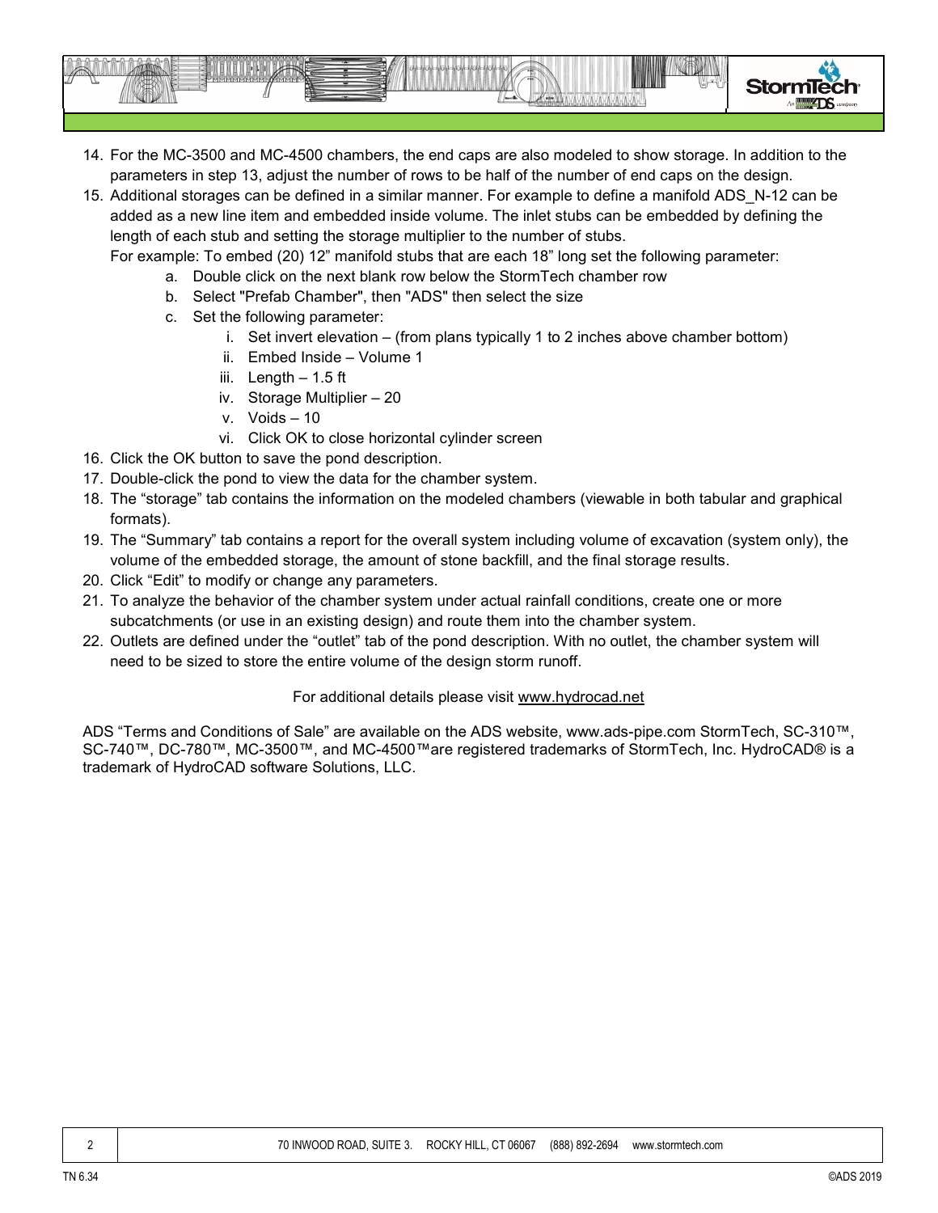14. For the MC-3500 and MC-4500 chambers, the end caps are also modeled to show storage. In addition to the parameters in step 13, adjust the number of rows to be half of the number of end caps on the design.
15. Additional storages can be defined in a similar manner. For example to define a manifold ADS_N-12 can be added as a new line item and embedded inside volume. The inlet stubs can be embedded by defining the length of each stub and setting the storage multiplier to the number of stubs.
    For example: To embed (20) 12" manifold stubs that are each 18" long set the following parameter:
    a. Double click on the next blank row below the StormTech chamber row
    b. Select "Prefab Chamber", then "ADS" then select the size
    c. Set the following parameter:
        i. Set invert elevation – (from plans typically 1 to 2 inches above chamber bottom)
        ii. Embed Inside – Volume 1
        iii. Length – 1.5 ft
        iv. Storage Multiplier – 20
        v. Voids – 10
        vi. Click OK to close horizontal cylinder screen
16. Click the OK button to save the pond description.
17. Double-click the pond to view the data for the chamber system.
18. The "storage" tab contains the information on the modeled chambers (viewable in both tabular and graphical formats).
19. The "Summary" tab contains a report for the overall system including volume of excavation (system only), the volume of the embedded storage, the amount of stone backfill, and the final storage results.
20. Click "Edit" to modify or change any parameters.
21. To analyze the behavior of the chamber system under actual rainfall conditions, create one or more subcatchments (or use in an existing design) and route them into the chamber system.
22. Outlets are defined under the "outlet" tab of the pond description. With no outlet, the chamber system will need to be sized to store the entire volume of the design storm runoff.

For additional details please visit www.hydrocad.net

ADS "Terms and Conditions of Sale" are available on the ADS website, www.ads-pipe.com StormTech, SC-310™, SC-740™, DC-780™, MC-3500™, and MC-4500™are registered trademarks of StormTech, Inc. HydroCAD® is a trademark of HydroCAD software Solutions, LLC.

70 INWOOD ROAD, SUITE 3. ROCKY HILL, CT 06067 (888) 892-2694 www.stormtech.com

TN 6.34

©ADS 2019